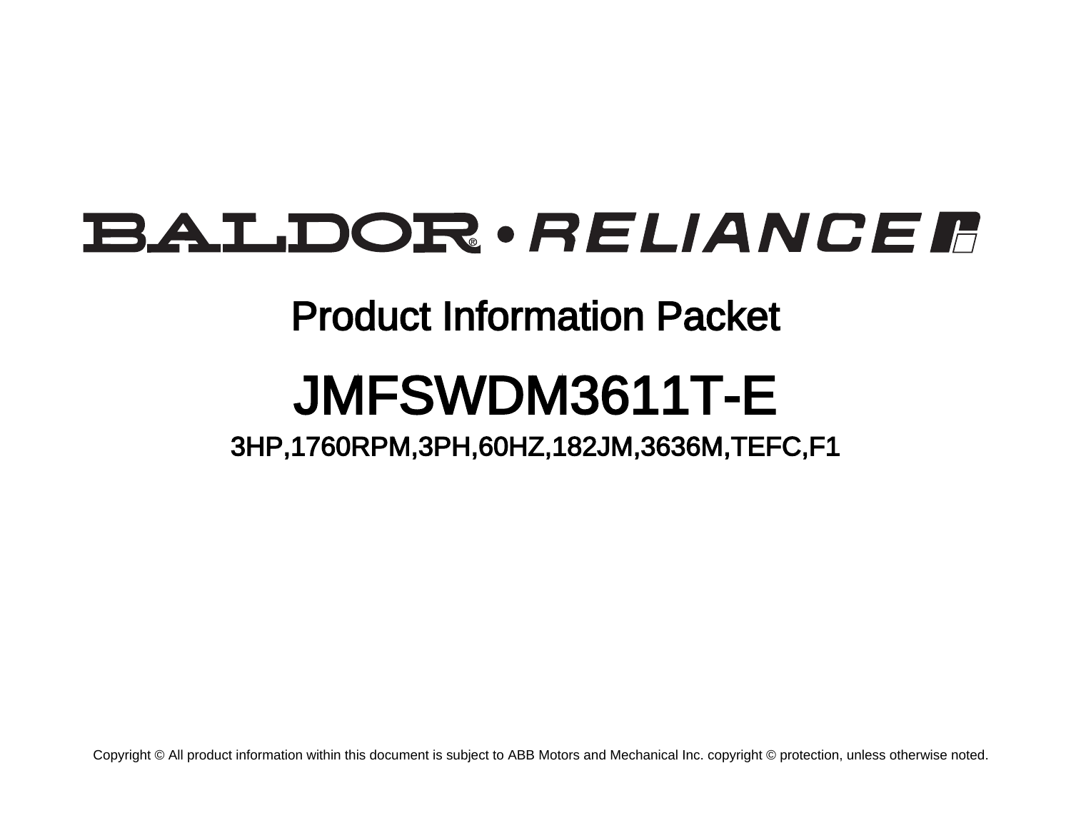BALDOR • RELIANCE

# Product Information Packet

# JMFSWDM3611T-E

## 3HP,1760RPM,3PH,60HZ,182JM,3636M,TEFC,F1

Copyright © All product information within this document is subject to ABB Motors and Mechanical Inc. copyright © protection, unless otherwise noted.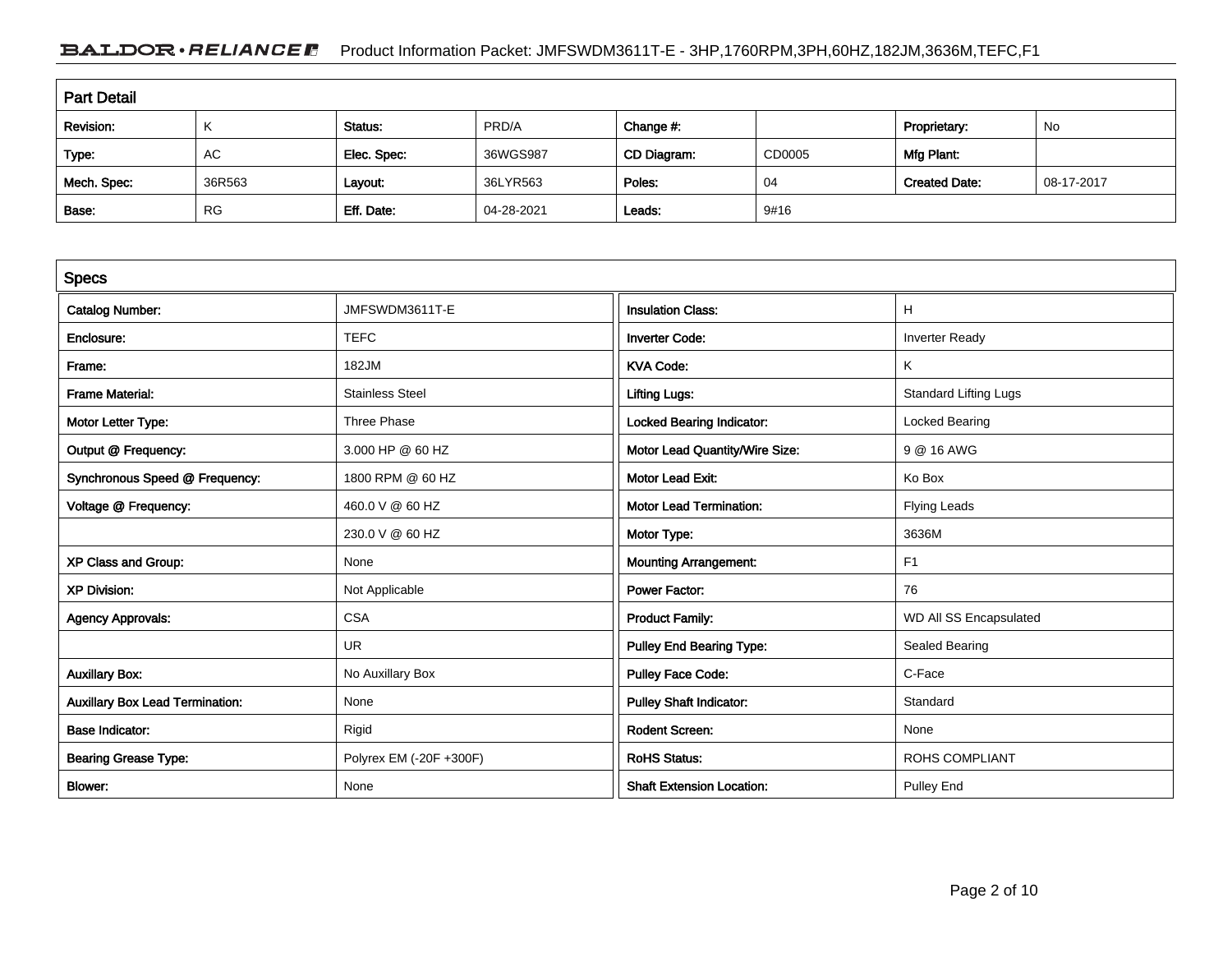## Part Detail

| Revision: | K | Status: | PRD/A | Change #: | | Proprietary: | No |
|---|---|---|---|---|---|---|---|
| Type: | AC | Elec. Spec: | 36WGS987 | CD Diagram: | CD0005 | Mfg Plant: | |
| Mech. Spec: | 36R563 | Layout: | 36LYR563 | Poles: | 04 | Created Date: | 08-17-2017 |
| Base: | RG | Eff. Date: | 04-28-2021 | Leads: | 9#16 | | |

## Specs

| Catalog Number: | JMFSWDM3611T-E | Insulation Class: | H |
|---|---|---|---|
| Enclosure: | TEFC | Inverter Code: | Inverter Ready |
| Frame: | 182JM | KVA Code: | K |
| Frame Material: | Stainless Steel | Lifting Lugs: | Standard Lifting Lugs |
| Motor Letter Type: | Three Phase | Locked Bearing Indicator: | Locked Bearing |
| Output @ Frequency: | 3.000 HP @ 60 HZ | Motor Lead Quantity/Wire Size: | 9 @ 16 AWG |
| Synchronous Speed @ Frequency: | 1800 RPM @ 60 HZ | Motor Lead Exit: | Ko Box |
| Voltage @ Frequency: | 460.0 V @ 60 HZ | Motor Lead Termination: | Flying Leads |
| | 230.0 V @ 60 HZ | Motor Type: | 3636M |
| XP Class and Group: | None | Mounting Arrangement: | F1 |
| XP Division: | Not Applicable | Power Factor: | 76 |
| Agency Approvals: | CSA | Product Family: | WD All SS Encapsulated |
| | UR | Pulley End Bearing Type: | Sealed Bearing |
| Auxillary Box: | No Auxillary Box | Pulley Face Code: | C-Face |
| Auxillary Box Lead Termination: | None | Pulley Shaft Indicator: | Standard |
| Base Indicator: | Rigid | Rodent Screen: | None |
| Bearing Grease Type: | Polyrex EM (-20F +300F) | RoHS Status: | ROHS COMPLIANT |
| Blower: | None | Shaft Extension Location: | Pulley End |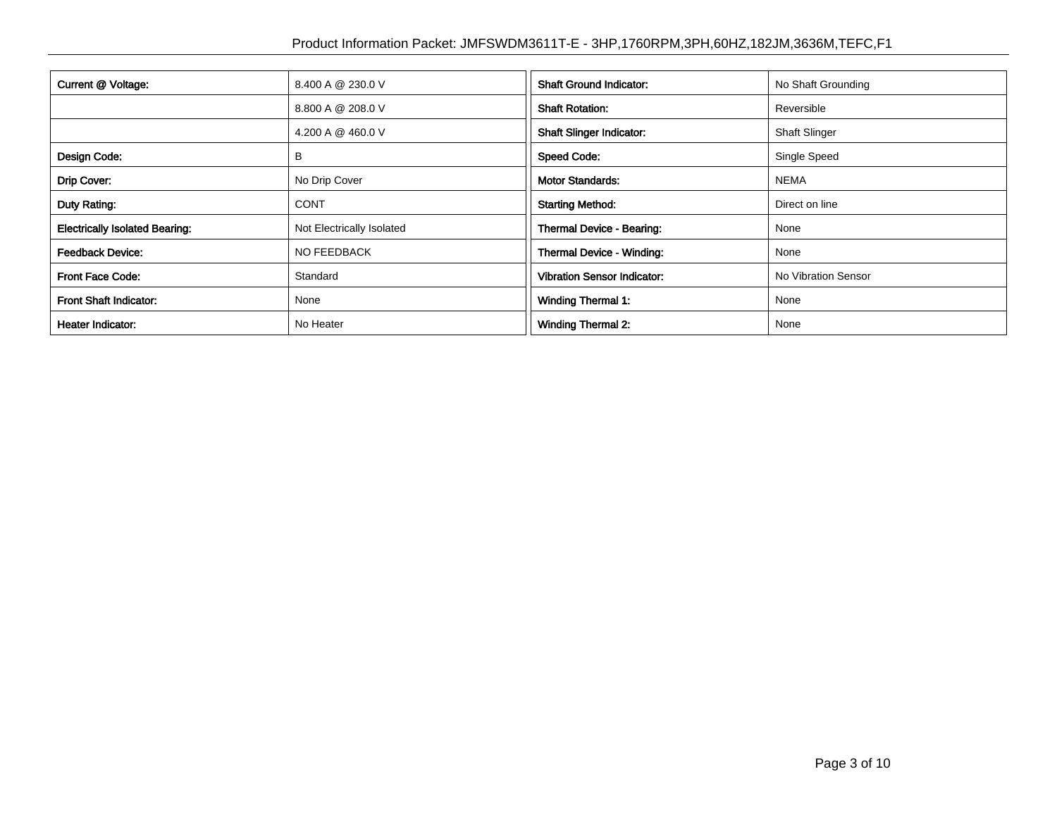| | |
|---|---|
| **Current @ Voltage:** | 8.400 A @ 230.0 V |
| | 8.800 A @ 208.0 V |
| | 4.200 A @ 460.0 V |
| **Design Code:** | B |
| **Drip Cover:** | No Drip Cover |
| **Duty Rating:** | CONT |
| **Electrically Isolated Bearing:** | Not Electrically Isolated |
| **Feedback Device:** | NO FEEDBACK |
| **Front Face Code:** | Standard |
| **Front Shaft Indicator:** | None |
| **Heater Indicator:** | No Heater |

| | |
|---|---|
| **Shaft Ground Indicator:** | No Shaft Grounding |
| **Shaft Rotation:** | Reversible |
| **Shaft Slinger Indicator:** | Shaft Slinger |
| **Speed Code:** | Single Speed |
| **Motor Standards:** | NEMA |
| **Starting Method:** | Direct on line |
| **Thermal Device - Bearing:** | None |
| **Thermal Device - Winding:** | None |
| **Vibration Sensor Indicator:** | No Vibration Sensor |
| **Winding Thermal 1:** | None |
| **Winding Thermal 2:** | None |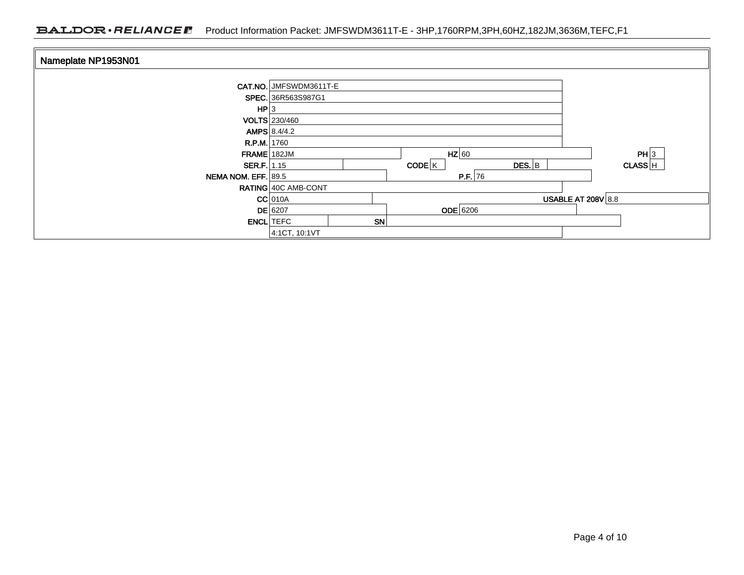## Nameplate NP1953N01

| Field | Value | Field | Value | Field | Value | Field | Value |
|---|---|---|---|---|---|---|---|
| CAT.NO. | JMFSWDM3611T-E | | | | | | |
| SPEC. | 36R563S987G1 | | | | | | |
| HP | 3 | | | | | | |
| VOLTS | 230/460 | | | | | | |
| AMPS | 8.4/4.2 | | | | | | |
| R.P.M. | 1760 | | | | | | |
| FRAME | 182JM | HZ | 60 | | | PH | 3 |
| SER.F. | 1.15 | CODE | K | DES. | B | CLASS | H |
| NEMA NOM. EFF. | 89.5 | P.F. | 76 | | | | |
| RATING | 40C AMB-CONT | | | | | | |
| CC | 010A | USABLE AT 208V | 8.8 | | | | |
| DE | 6207 | ODE | 6206 | | | | |
| ENCL | TEFC | SN | | | | | |
| | 4:1CT, 10:1VT | | | | | | |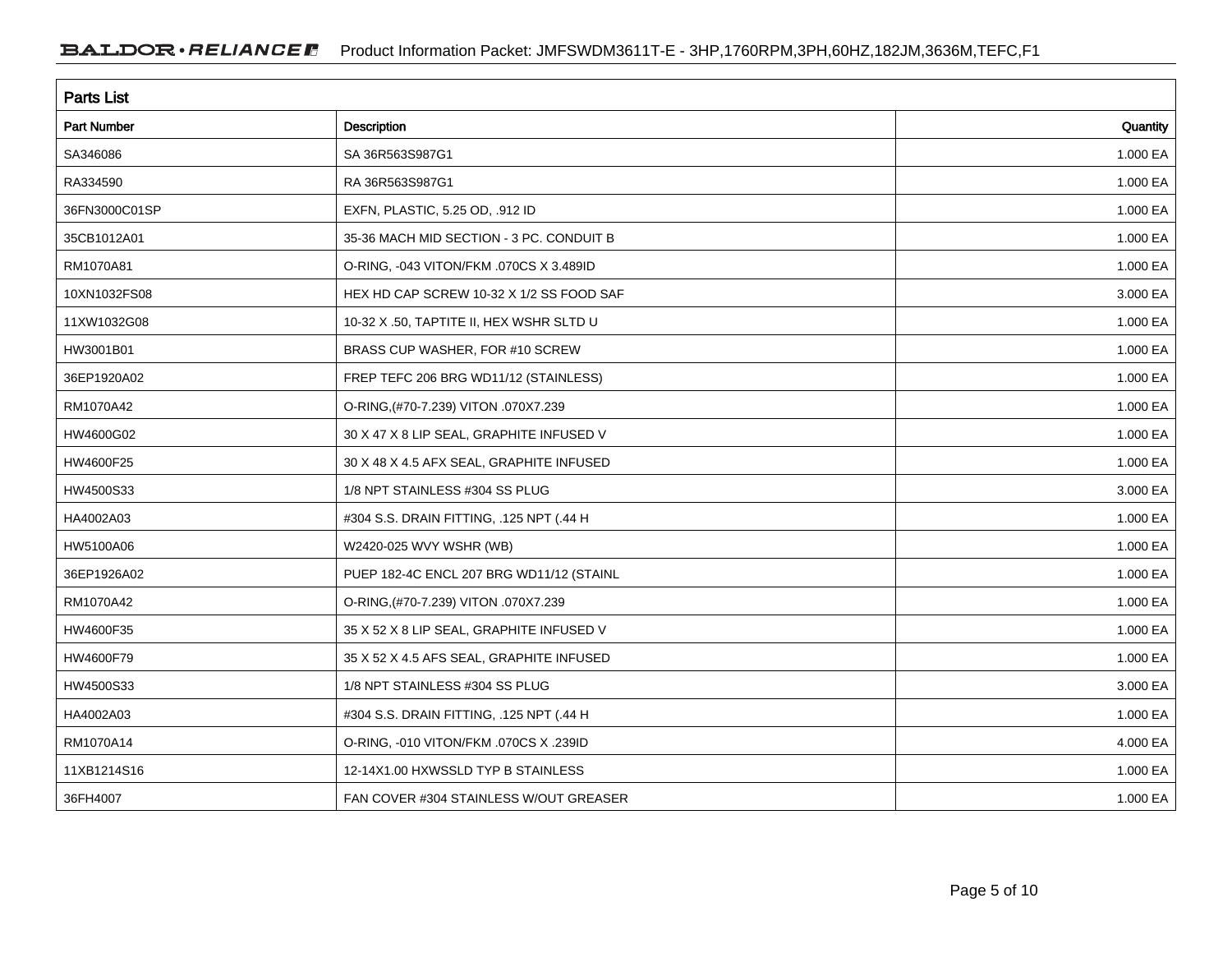## Parts List

| Part Number | Description | Quantity |
|---|---|---|
| SA346086 | SA 36R563S987G1 | 1.000 EA |
| RA334590 | RA 36R563S987G1 | 1.000 EA |
| 36FN3000C01SP | EXFN, PLASTIC, 5.25 OD, .912 ID | 1.000 EA |
| 35CB1012A01 | 35-36 MACH MID SECTION - 3 PC. CONDUIT B | 1.000 EA |
| RM1070A81 | O-RING, -043 VITON/FKM .070CS X 3.489ID | 1.000 EA |
| 10XN1032FS08 | HEX HD CAP SCREW 10-32 X 1/2 SS FOOD SAF | 3.000 EA |
| 11XW1032G08 | 10-32 X .50, TAPTITE II, HEX WSHR SLTD U | 1.000 EA |
| HW3001B01 | BRASS CUP WASHER, FOR #10 SCREW | 1.000 EA |
| 36EP1920A02 | FREP TEFC 206 BRG WD11/12 (STAINLESS) | 1.000 EA |
| RM1070A42 | O-RING,(#70-7.239) VITON .070X7.239 | 1.000 EA |
| HW4600G02 | 30 X 47 X 8 LIP SEAL, GRAPHITE INFUSED V | 1.000 EA |
| HW4600F25 | 30 X 48 X 4.5 AFX SEAL, GRAPHITE INFUSED | 1.000 EA |
| HW4500S33 | 1/8 NPT STAINLESS #304 SS PLUG | 3.000 EA |
| HA4002A03 | #304 S.S. DRAIN FITTING, .125 NPT (.44 H | 1.000 EA |
| HW5100A06 | W2420-025 WVY WSHR (WB) | 1.000 EA |
| 36EP1926A02 | PUEP 182-4C ENCL 207 BRG WD11/12 (STAINL | 1.000 EA |
| RM1070A42 | O-RING,(#70-7.239) VITON .070X7.239 | 1.000 EA |
| HW4600F35 | 35 X 52 X 8 LIP SEAL, GRAPHITE INFUSED V | 1.000 EA |
| HW4600F79 | 35 X 52 X 4.5 AFS SEAL, GRAPHITE INFUSED | 1.000 EA |
| HW4500S33 | 1/8 NPT STAINLESS #304 SS PLUG | 3.000 EA |
| HA4002A03 | #304 S.S. DRAIN FITTING, .125 NPT (.44 H | 1.000 EA |
| RM1070A14 | O-RING, -010 VITON/FKM .070CS X .239ID | 4.000 EA |
| 11XB1214S16 | 12-14X1.00 HXWSSLD TYP B STAINLESS | 1.000 EA |
| 36FH4007 | FAN COVER #304 STAINLESS W/OUT GREASER | 1.000 EA |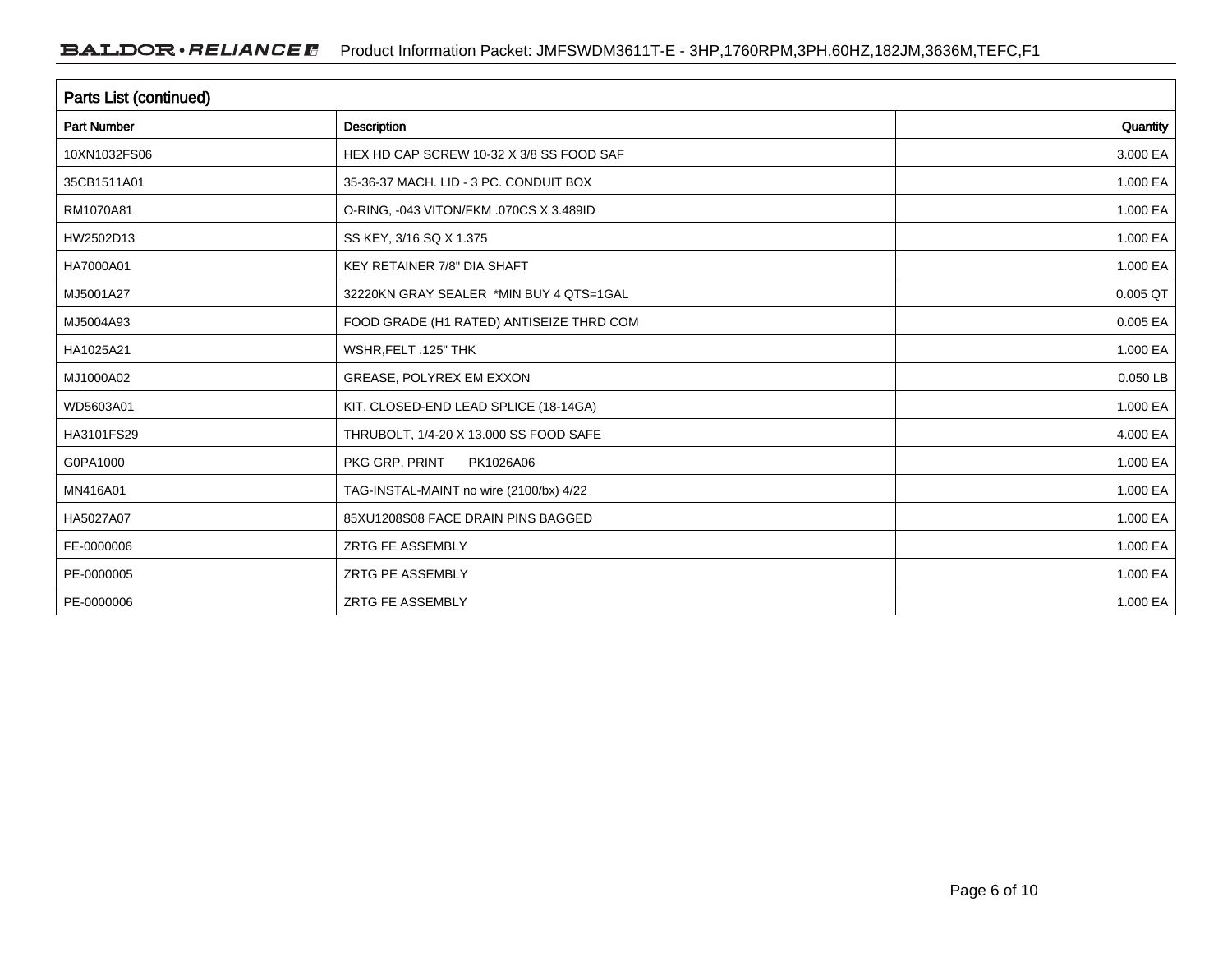## Parts List (continued)

| Part Number | Description | Quantity |
|---|---|---|
| 10XN1032FS06 | HEX HD CAP SCREW 10-32 X 3/8 SS FOOD SAF | 3.000 EA |
| 35CB1511A01 | 35-36-37 MACH. LID - 3 PC. CONDUIT BOX | 1.000 EA |
| RM1070A81 | O-RING, -043 VITON/FKM .070CS X 3.489ID | 1.000 EA |
| HW2502D13 | SS KEY, 3/16 SQ X 1.375 | 1.000 EA |
| HA7000A01 | KEY RETAINER 7/8" DIA SHAFT | 1.000 EA |
| MJ5001A27 | 32220KN GRAY SEALER *MIN BUY 4 QTS=1GAL | 0.005 QT |
| MJ5004A93 | FOOD GRADE (H1 RATED) ANTISEIZE THRD COM | 0.005 EA |
| HA1025A21 | WSHR,FELT .125" THK | 1.000 EA |
| MJ1000A02 | GREASE, POLYREX EM EXXON | 0.050 LB |
| WD5603A01 | KIT, CLOSED-END LEAD SPLICE (18-14GA) | 1.000 EA |
| HA3101FS29 | THRUBOLT, 1/4-20 X 13.000 SS FOOD SAFE | 4.000 EA |
| G0PA1000 | PKG GRP, PRINT PK1026A06 | 1.000 EA |
| MN416A01 | TAG-INSTAL-MAINT no wire (2100/bx) 4/22 | 1.000 EA |
| HA5027A07 | 85XU1208S08 FACE DRAIN PINS BAGGED | 1.000 EA |
| FE-0000006 | ZRTG FE ASSEMBLY | 1.000 EA |
| PE-0000005 | ZRTG PE ASSEMBLY | 1.000 EA |
| PE-0000006 | ZRTG FE ASSEMBLY | 1.000 EA |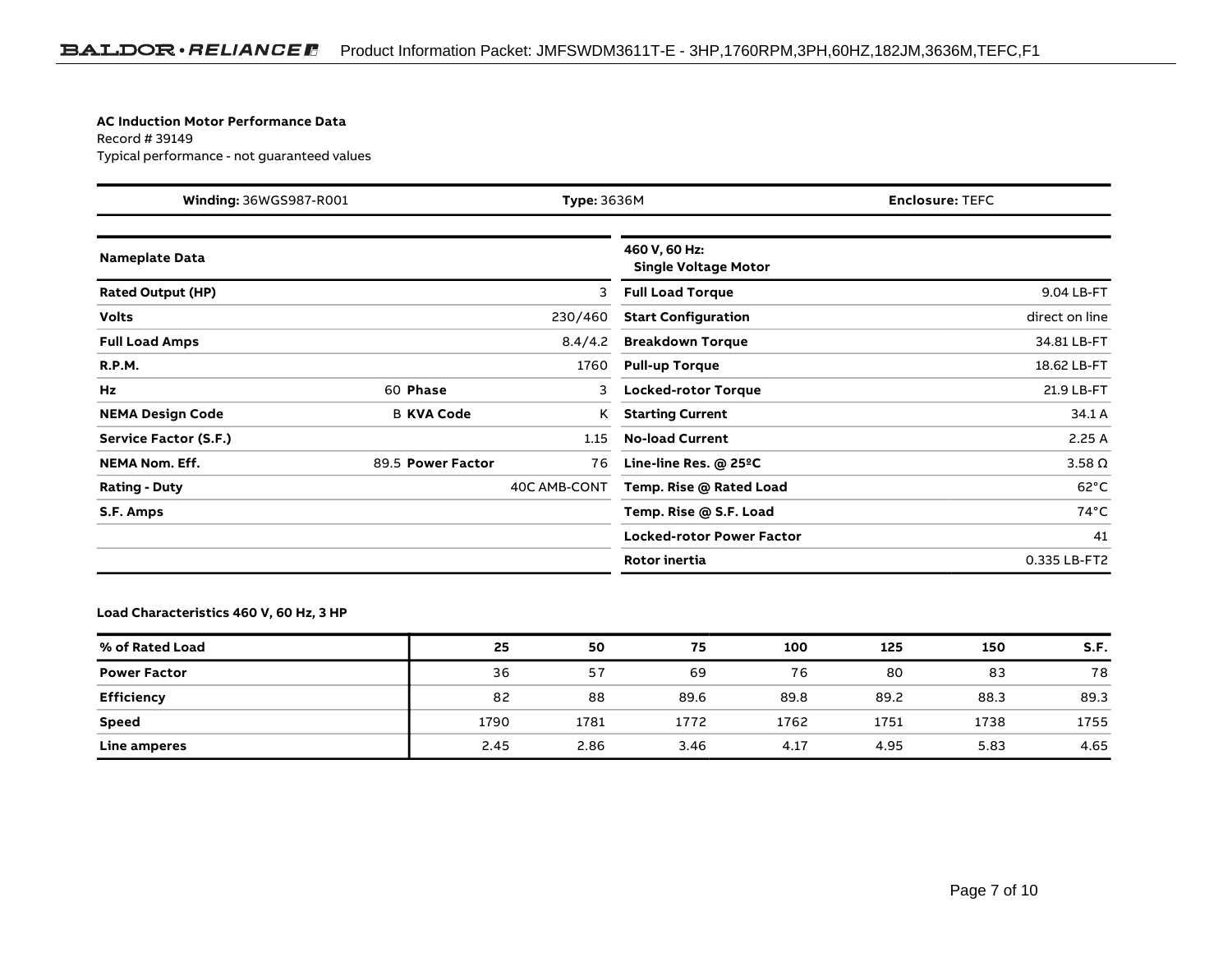**AC Induction Motor Performance Data**

Record # 39149

Typical performance - not guaranteed values

| **Winding:** 36WGS987-R001 | **Type:** 3636M | **Enclosure:** TEFC |
|---|---|---|

| **Nameplate Data** | | | |
|---|---|---|---|
| **Rated Output (HP)** | | | 3 |
| **Volts** | | | 230/460 |
| **Full Load Amps** | | | 8.4/4.2 |
| **R.P.M.** | | | 1760 |
| **Hz** | 60 | **Phase** | 3 |
| **NEMA Design Code** | B | **KVA Code** | K |
| **Service Factor (S.F.)** | | | 1.15 |
| **NEMA Nom. Eff.** | 89.5 | **Power Factor** | 76 |
| **Rating - Duty** | | | 40C AMB-CONT |
| **S.F. Amps** | | | |

| **460 V, 60 Hz: Single Voltage Motor** | |
|---|---|
| **Full Load Torque** | 9.04 LB-FT |
| **Start Configuration** | direct on line |
| **Breakdown Torque** | 34.81 LB-FT |
| **Pull-up Torque** | 18.62 LB-FT |
| **Locked-rotor Torque** | 21.9 LB-FT |
| **Starting Current** | 34.1 A |
| **No-load Current** | 2.25 A |
| **Line-line Res. @ 25ºC** | 3.58 Ω |
| **Temp. Rise @ Rated Load** | 62°C |
| **Temp. Rise @ S.F. Load** | 74°C |
| **Locked-rotor Power Factor** | 41 |
| **Rotor inertia** | 0.335 LB-FT2 |

**Load Characteristics 460 V, 60 Hz, 3 HP**

| **% of Rated Load** | **25** | **50** | **75** | **100** | **125** | **150** | **S.F.** |
|---|---|---|---|---|---|---|---|
| **Power Factor** | 36 | 57 | 69 | 76 | 80 | 83 | 78 |
| **Efficiency** | 82 | 88 | 89.6 | 89.8 | 89.2 | 88.3 | 89.3 |
| **Speed** | 1790 | 1781 | 1772 | 1762 | 1751 | 1738 | 1755 |
| **Line amperes** | 2.45 | 2.86 | 3.46 | 4.17 | 4.95 | 5.83 | 4.65 |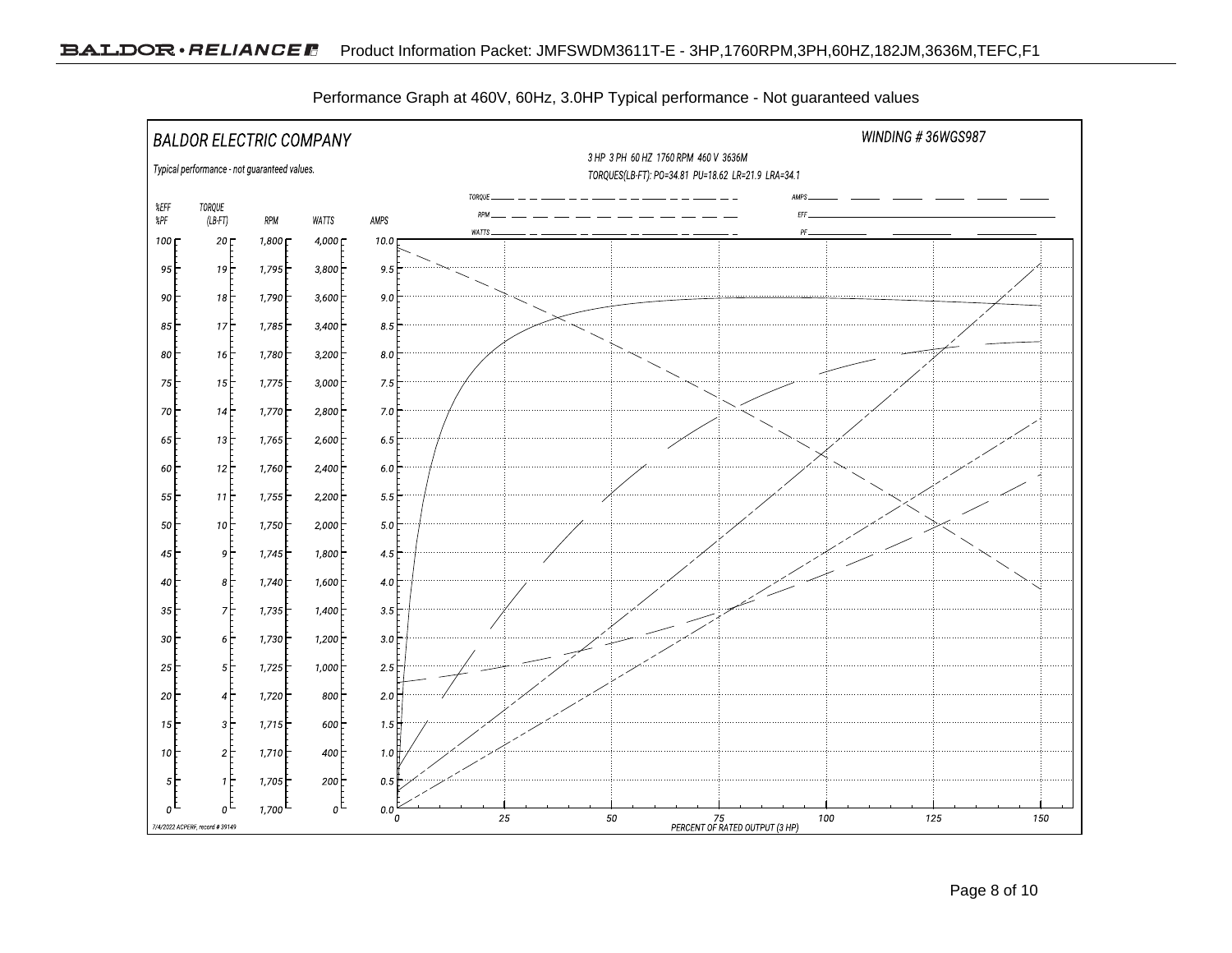Performance Graph at 460V, 60Hz, 3.0HP Typical performance - Not guaranteed values

BALDOR ELECTRIC COMPANY

WINDING # 36WGS987

Typical performance - not guaranteed values.

3 HP 3 PH 60 HZ 1760 RPM 460 V 3636M

TORQUES(LB-FT): PO=34.81 PU=18.62 LR=21.9 LRA=34.1

Legend: TORQUE, RPM, WATTS, AMPS, EFF, PF

| %EFF %PF | TORQUE (LB-FT) | RPM | WATTS | AMPS |
|---|---|---|---|---|
| 100 | 20 | 1,800 | 4,000 | 10.0 |
| 95 | 19 | 1,795 | 3,800 | 9.5 |
| 90 | 18 | 1,790 | 3,600 | 9.0 |
| 85 | 17 | 1,785 | 3,400 | 8.5 |
| 80 | 16 | 1,780 | 3,200 | 8.0 |
| 75 | 15 | 1,775 | 3,000 | 7.5 |
| 70 | 14 | 1,770 | 2,800 | 7.0 |
| 65 | 13 | 1,765 | 2,600 | 6.5 |
| 60 | 12 | 1,760 | 2,400 | 6.0 |
| 55 | 11 | 1,755 | 2,200 | 5.5 |
| 50 | 10 | 1,750 | 2,000 | 5.0 |
| 45 | 9 | 1,745 | 1,800 | 4.5 |
| 40 | 8 | 1,740 | 1,600 | 4.0 |
| 35 | 7 | 1,735 | 1,400 | 3.5 |
| 30 | 6 | 1,730 | 1,200 | 3.0 |
| 25 | 5 | 1,725 | 1,000 | 2.5 |
| 20 | 4 | 1,720 | 800 | 2.0 |
| 15 | 3 | 1,715 | 600 | 1.5 |
| 10 | 2 | 1,710 | 400 | 1.0 |
| 5 | 1 | 1,705 | 200 | 0.5 |
| 0 | 0 | 1,700 | 0 | 0.0 |

PERCENT OF RATED OUTPUT (3 HP): 0, 25, 50, 75, 100, 125, 150

7/4/2022 ACPERF, record # 39149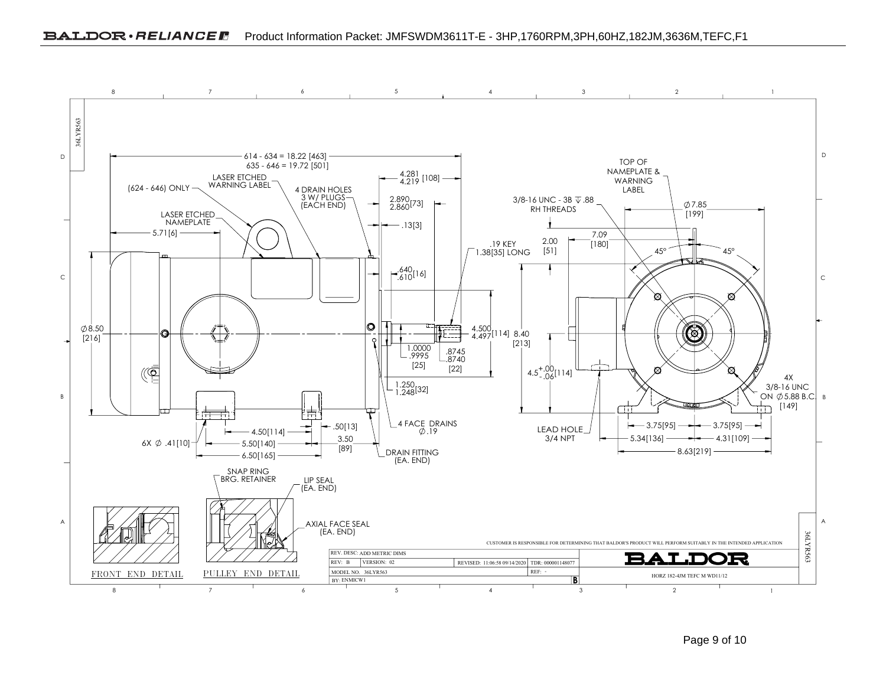# Product Information Packet: JMFSWDM3611T-E - 3HP,1760RPM,3PH,60HZ,182JM,3636M,TEFC,F1

36LYR563

614 - 634 = 18.22 [463]
635 - 646 = 19.72 [501]

(624 - 646) ONLY

LASER ETCHED WARNING LABEL

4 DRAIN HOLES 3 W/ PLUGS (EACH END)

4.281 / 4.219 [108]

2.890 / 2.860 [73]

.13[3]

LASER ETCHED NAMEPLATE

5.71[6]

.19 KEY 1.38[35] LONG

.640 / .610 [16]

Ø8.50 [216]

4.500 / 4.497 [114]

8.40 [213]

1.0000 / .9995 [25]

.8745 / .8740 [22]

1.250 / 1.248 [32]

4 FACE DRAINS Ø.19

.50[13]

4.50[114]

6X Ø .41[10]

5.50[140]

3.50 [89]

6.50[165]

DRAIN FITTING (EA. END)

TOP OF NAMEPLATE & WARNING LABEL

3/8-16 UNC - 3B ↧.88 RH THREADS

Ø7.85 [199]

7.09 [180]

2.00 [51]

45° 45°

4.5 +.00 / -.06 [114]

4X 3/8-16 UNC ON Ø5.88 B.C. [149]

LEAD HOLE 3/4 NPT

3.75[95] 3.75[95]

5.34[136] 4.31[109]

8.63[219]

SNAP RING BRG. RETAINER

LIP SEAL (EA. END)

AXIAL FACE SEAL (EA. END)

FRONT END DETAIL

PULLEY END DETAIL

CUSTOMER IS RESPONSIBLE FOR DETERMINING THAT BALDOR'S PRODUCT WILL PERFORM SUITABLY IN THE INTENDED APPLICATION

| REV. DESC: ADD METRIC DIMS | | | |
|---|---|---|---|
| REV: B | VERSION: 02 | REVISED: 11:06:58 09/14/2020 | TDR: 000001148077 |
| MODEL NO. 36LYR563 | | | REF: - |
| BY: ENMICW1 | | | B |

BALDOR

HORZ 182-4JM TEFC M WD11/12

36LYR563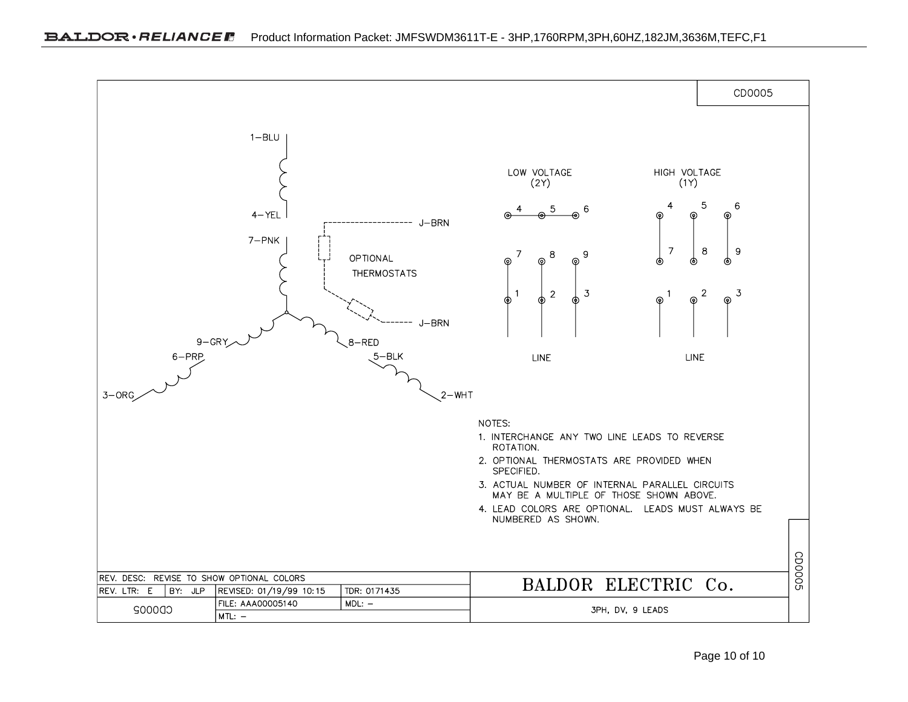CD0005

1–BLU
4–YEL
7–PNK
J–BRN
OPTIONAL
THERMOSTATS
J–BRN
9–GRY
8–RED
6–PRP
5–BLK
3–ORG
2–WHT

LOW VOLTAGE
(2Y)

4 5 6
7 8 9
1 2 3

LINE

HIGH VOLTAGE
(1Y)

4 5 6
7 8 9
1 2 3

LINE

NOTES:

1. INTERCHANGE ANY TWO LINE LEADS TO REVERSE ROTATION.
2. OPTIONAL THERMOSTATS ARE PROVIDED WHEN SPECIFIED.
3. ACTUAL NUMBER OF INTERNAL PARALLEL CIRCUITS MAY BE A MULTIPLE OF THOSE SHOWN ABOVE.
4. LEAD COLORS ARE OPTIONAL. LEADS MUST ALWAYS BE NUMBERED AS SHOWN.

| | | | | |
|---|---|---|---|---|
| REV. DESC: REVISE TO SHOW OPTIONAL COLORS | | | | BALDOR ELECTRIC Co. |
| REV. LTR: E | BY: JLP | REVISED: 01/19/99 10:15 | TDR: 0171435 | |
| CD0005 | | FILE: AAA00005140 | MDL: – | 3PH, DV, 9 LEADS |
| | | MTL: – | | |

CD0005